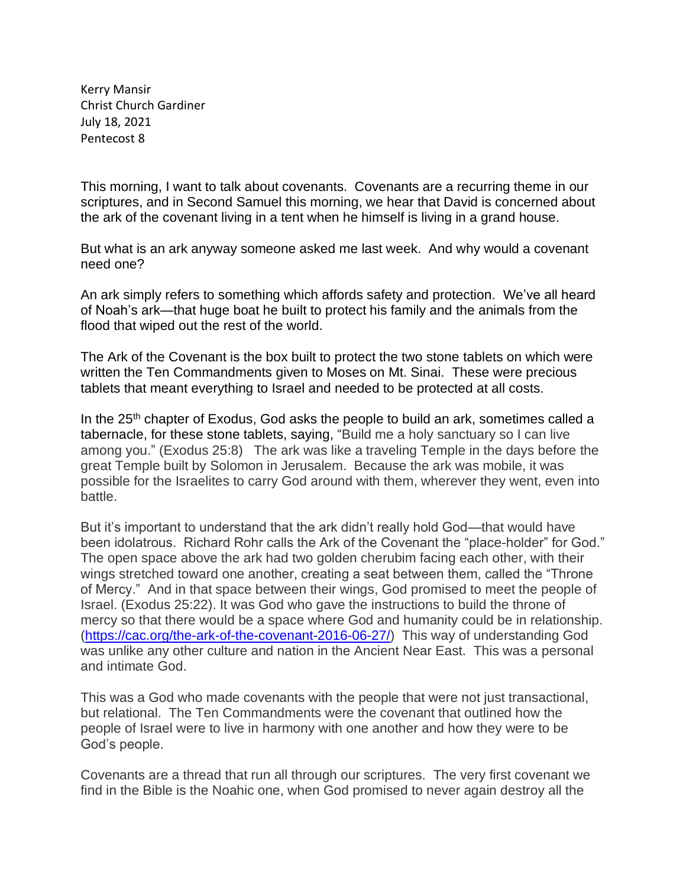Kerry Mansir
Christ Church Gardiner
July 18, 2021
Pentecost 8

This morning, I want to talk about covenants. Covenants are a recurring theme in our scriptures, and in Second Samuel this morning, we hear that David is concerned about the ark of the covenant living in a tent when he himself is living in a grand house.

But what is an ark anyway someone asked me last week. And why would a covenant need one?

An ark simply refers to something which affords safety and protection. We've all heard of Noah's ark—that huge boat he built to protect his family and the animals from the flood that wiped out the rest of the world.

The Ark of the Covenant is the box built to protect the two stone tablets on which were written the Ten Commandments given to Moses on Mt. Sinai. These were precious tablets that meant everything to Israel and needed to be protected at all costs.

In the 25th chapter of Exodus, God asks the people to build an ark, sometimes called a tabernacle, for these stone tablets, saying, "Build me a holy sanctuary so I can live among you." (Exodus 25:8) The ark was like a traveling Temple in the days before the great Temple built by Solomon in Jerusalem. Because the ark was mobile, it was possible for the Israelites to carry God around with them, wherever they went, even into battle.

But it's important to understand that the ark didn't really hold God—that would have been idolatrous. Richard Rohr calls the Ark of the Covenant the "place-holder" for God." The open space above the ark had two golden cherubim facing each other, with their wings stretched toward one another, creating a seat between them, called the "Throne of Mercy." And in that space between their wings, God promised to meet the people of Israel. (Exodus 25:22). It was God who gave the instructions to build the throne of mercy so that there would be a space where God and humanity could be in relationship. (https://cac.org/the-ark-of-the-covenant-2016-06-27/) This way of understanding God was unlike any other culture and nation in the Ancient Near East. This was a personal and intimate God.

This was a God who made covenants with the people that were not just transactional, but relational. The Ten Commandments were the covenant that outlined how the people of Israel were to live in harmony with one another and how they were to be God's people.

Covenants are a thread that run all through our scriptures. The very first covenant we find in the Bible is the Noahic one, when God promised to never again destroy all the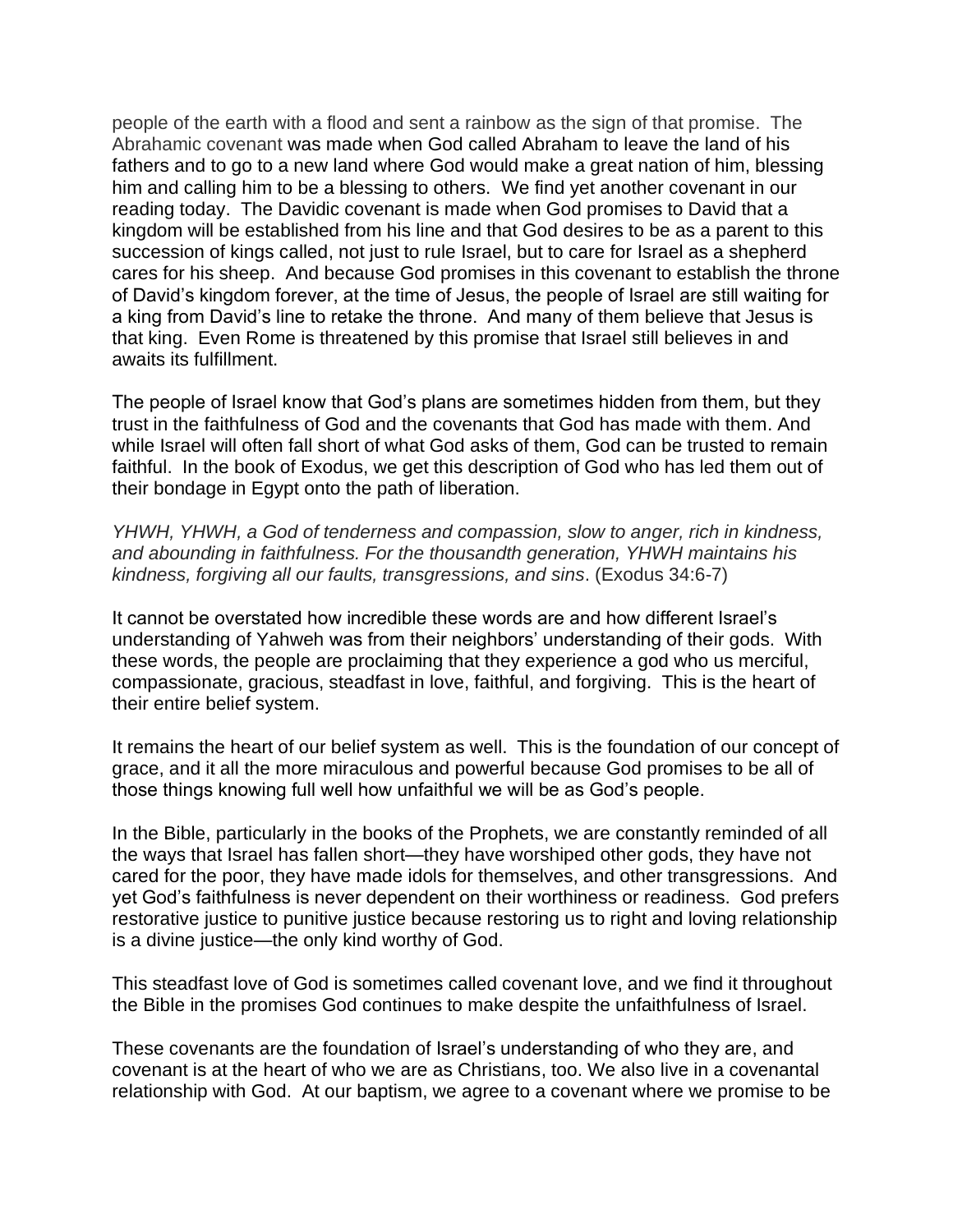people of the earth with a flood and sent a rainbow as the sign of that promise. The Abrahamic covenant was made when God called Abraham to leave the land of his fathers and to go to a new land where God would make a great nation of him, blessing him and calling him to be a blessing to others. We find yet another covenant in our reading today. The Davidic covenant is made when God promises to David that a kingdom will be established from his line and that God desires to be as a parent to this succession of kings called, not just to rule Israel, but to care for Israel as a shepherd cares for his sheep. And because God promises in this covenant to establish the throne of David's kingdom forever, at the time of Jesus, the people of Israel are still waiting for a king from David's line to retake the throne. And many of them believe that Jesus is that king. Even Rome is threatened by this promise that Israel still believes in and awaits its fulfillment.

The people of Israel know that God's plans are sometimes hidden from them, but they trust in the faithfulness of God and the covenants that God has made with them. And while Israel will often fall short of what God asks of them, God can be trusted to remain faithful. In the book of Exodus, we get this description of God who has led them out of their bondage in Egypt onto the path of liberation.

*YHWH, YHWH, a God of tenderness and compassion, slow to anger, rich in kindness, and abounding in faithfulness. For the thousandth generation, YHWH maintains his kindness, forgiving all our faults, transgressions, and sins*. (Exodus 34:6-7)

It cannot be overstated how incredible these words are and how different Israel's understanding of Yahweh was from their neighbors' understanding of their gods. With these words, the people are proclaiming that they experience a god who us merciful, compassionate, gracious, steadfast in love, faithful, and forgiving. This is the heart of their entire belief system.

It remains the heart of our belief system as well. This is the foundation of our concept of grace, and it all the more miraculous and powerful because God promises to be all of those things knowing full well how unfaithful we will be as God's people.

In the Bible, particularly in the books of the Prophets, we are constantly reminded of all the ways that Israel has fallen short—they have worshiped other gods, they have not cared for the poor, they have made idols for themselves, and other transgressions. And yet God's faithfulness is never dependent on their worthiness or readiness. God prefers restorative justice to punitive justice because restoring us to right and loving relationship is a divine justice—the only kind worthy of God.

This steadfast love of God is sometimes called covenant love, and we find it throughout the Bible in the promises God continues to make despite the unfaithfulness of Israel.

These covenants are the foundation of Israel's understanding of who they are, and covenant is at the heart of who we are as Christians, too. We also live in a covenantal relationship with God. At our baptism, we agree to a covenant where we promise to be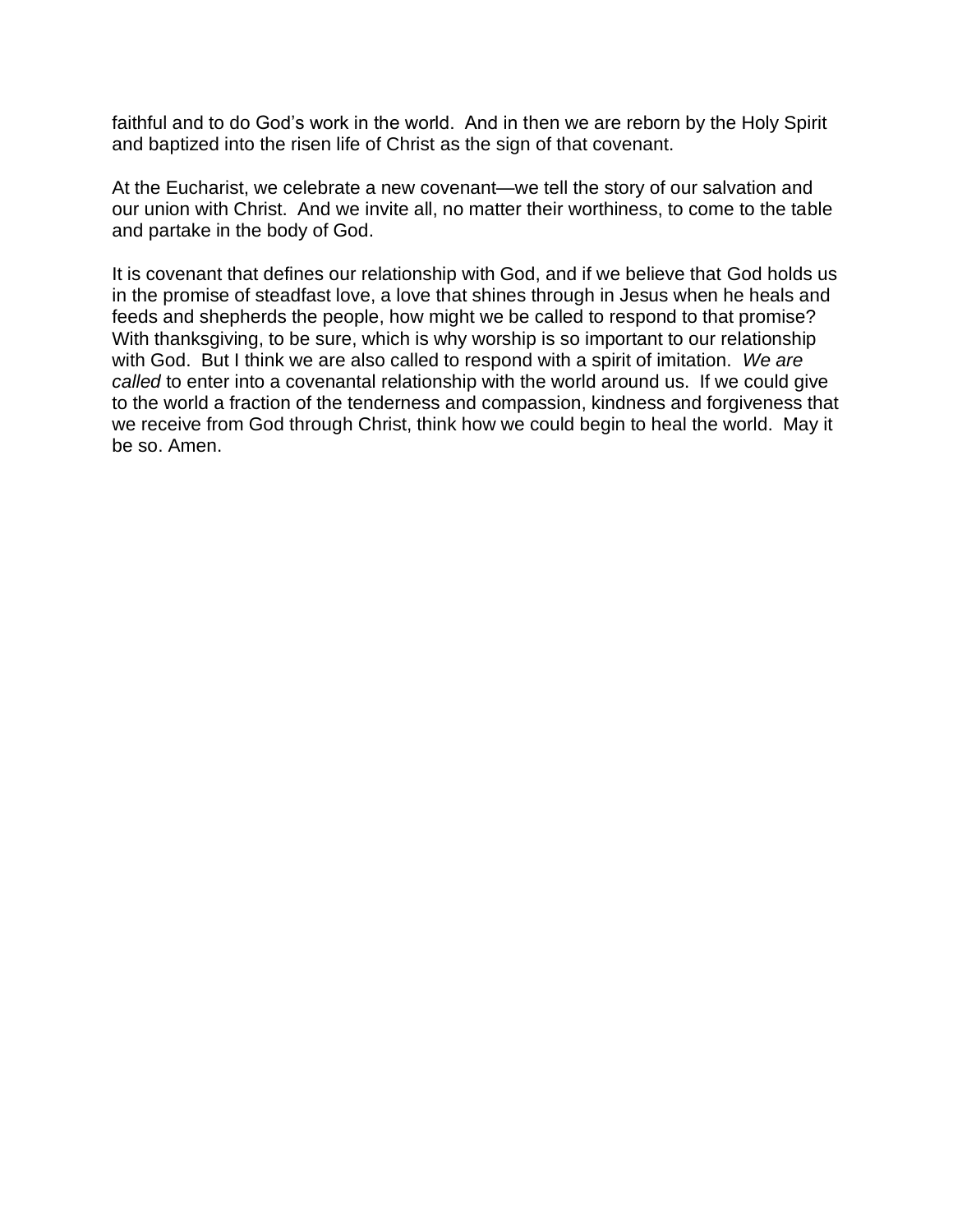faithful and to do God's work in the world. And in then we are reborn by the Holy Spirit and baptized into the risen life of Christ as the sign of that covenant.

At the Eucharist, we celebrate a new covenant—we tell the story of our salvation and our union with Christ. And we invite all, no matter their worthiness, to come to the table and partake in the body of God.

It is covenant that defines our relationship with God, and if we believe that God holds us in the promise of steadfast love, a love that shines through in Jesus when he heals and feeds and shepherds the people, how might we be called to respond to that promise? With thanksgiving, to be sure, which is why worship is so important to our relationship with God. But I think we are also called to respond with a spirit of imitation. *We are called* to enter into a covenantal relationship with the world around us. If we could give to the world a fraction of the tenderness and compassion, kindness and forgiveness that we receive from God through Christ, think how we could begin to heal the world. May it be so. Amen.